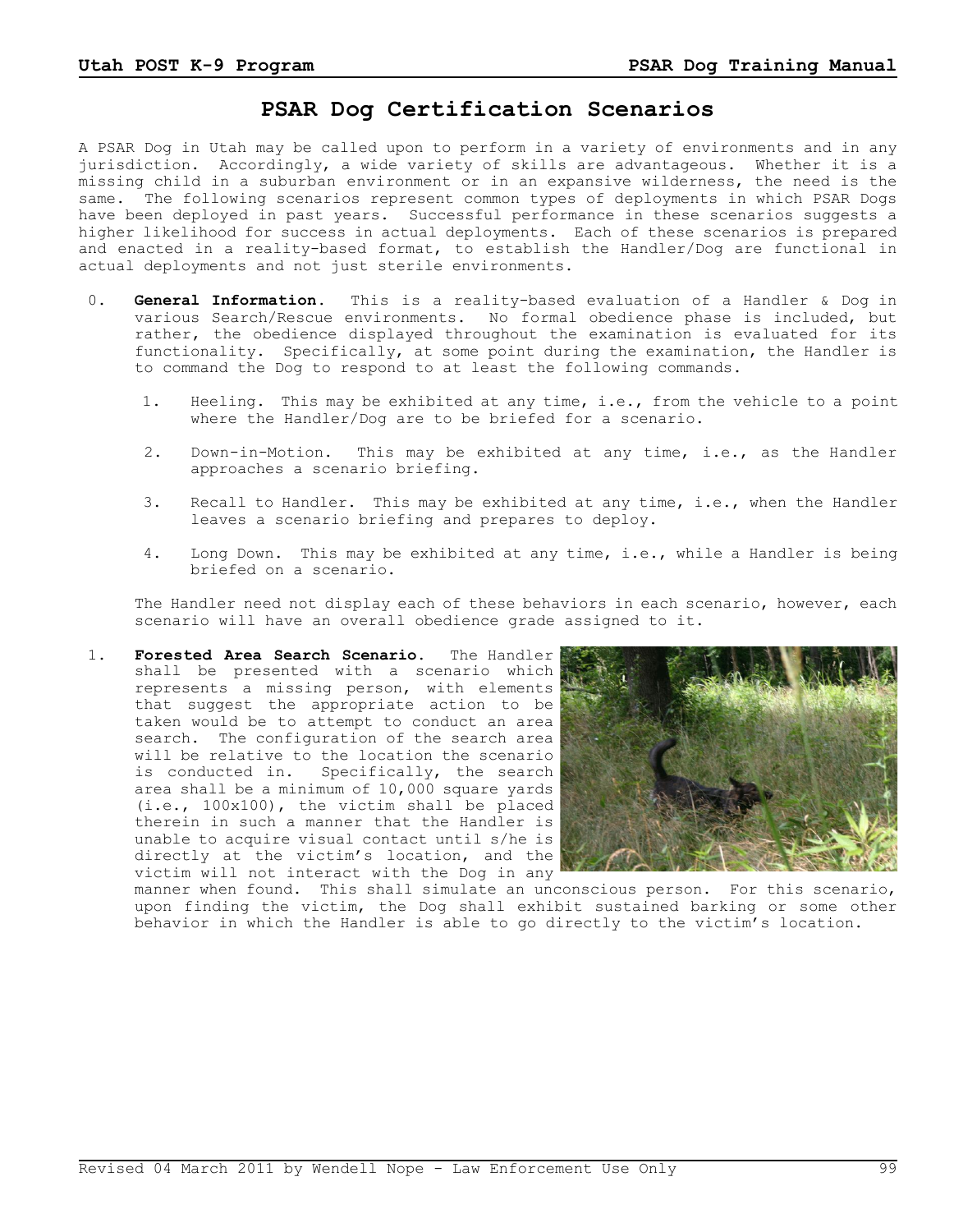# PSAR Dog Certification Scenarios

A PSAR Dog in Utah may be called upon to perform in a variety of environments and in any jurisdiction. Accordingly, a wide variety of skills are advantageous. Whether it is a missing child in a suburban environment or in an expansive wilderness, the need is the same. The following scenarios represent common types of deployments in which PSAR Dogs have been deployed in past years. Successful performance in these scenarios suggests a higher likelihood for success in actual deployments. Each of these scenarios is prepared and enacted in a reality-based format, to establish the Handler/Dog are functional in actual deployments and not just sterile environments.

0. **General Information.** This is a reality-based evaluation of a Handler & Dog in various Search/Rescue environments. No formal obedience phase is included, but rather, the obedience displayed throughout the examination is evaluated for its functionality. Specifically, at some point during the examination, the Handler is to command the Dog to respond to at least the following commands.

   1. Heeling. This may be exhibited at any time, i.e., from the vehicle to a point where the Handler/Dog are to be briefed for a scenario.

   2. Down-in-Motion. This may be exhibited at any time, i.e., as the Handler approaches a scenario briefing.

   3. Recall to Handler. This may be exhibited at any time, i.e., when the Handler leaves a scenario briefing and prepares to deploy.

   4. Long Down. This may be exhibited at any time, i.e., while a Handler is being briefed on a scenario.

   The Handler need not display each of these behaviors in each scenario, however, each scenario will have an overall obedience grade assigned to it.

1. **Forested Area Search Scenario.** The Handler shall be presented with a scenario which represents a missing person, with elements that suggest the appropriate action to be taken would be to attempt to conduct an area search. The configuration of the search area will be relative to the location the scenario is conducted in. Specifically, the search area shall be a minimum of 10,000 square yards (i.e., 100x100), the victim shall be placed therein in such a manner that the Handler is unable to acquire visual contact until s/he is directly at the victim's location, and the victim will not interact with the Dog in any manner when found. This shall simulate an unconscious person. For this scenario, upon finding the victim, the Dog shall exhibit sustained barking or some other behavior in which the Handler is able to go directly to the victim's location.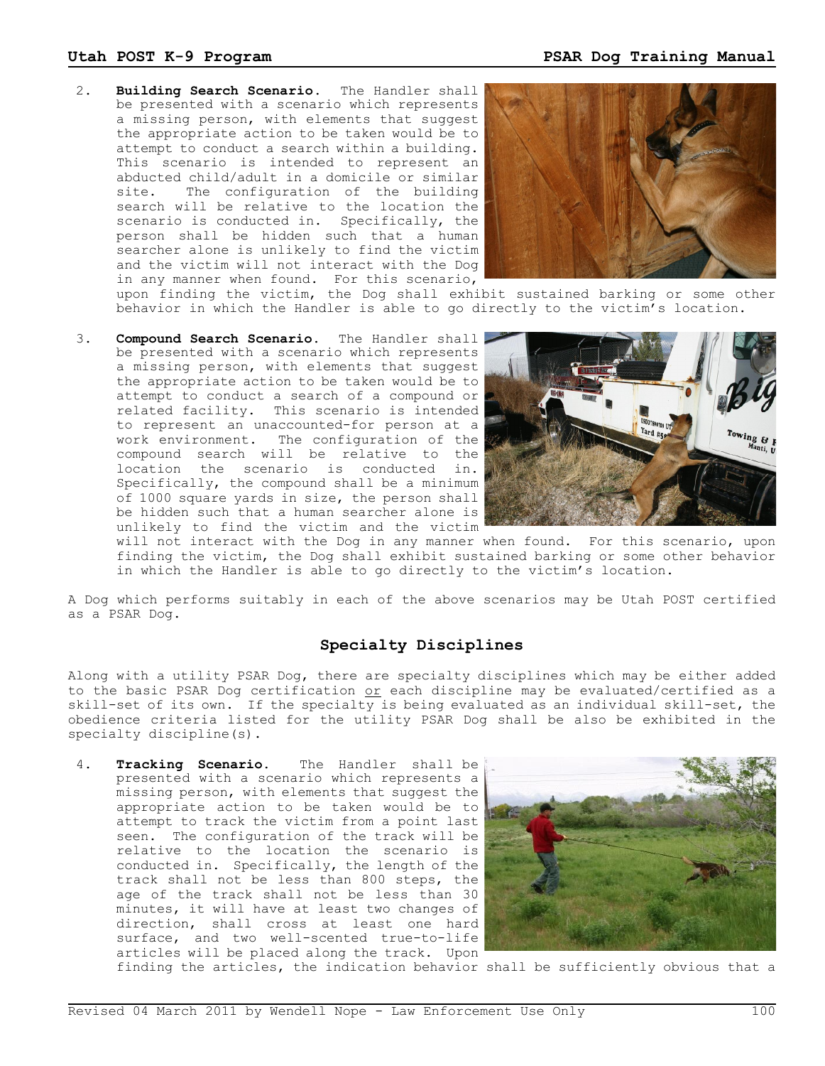2. **Building Search Scenario.** The Handler shall be presented with a scenario which represents a missing person, with elements that suggest the appropriate action to be taken would be to attempt to conduct a search within a building. This scenario is intended to represent an abducted child/adult in a domicile or similar site. The configuration of the building search will be relative to the location the scenario is conducted in. Specifically, the person shall be hidden such that a human searcher alone is unlikely to find the victim and the victim will not interact with the Dog in any manner when found. For this scenario, upon finding the victim, the Dog shall exhibit sustained barking or some other behavior in which the Handler is able to go directly to the victim's location.

3. **Compound Search Scenario.** The Handler shall be presented with a scenario which represents a missing person, with elements that suggest the appropriate action to be taken would be to attempt to conduct a search of a compound or related facility. This scenario is intended to represent an unaccounted-for person at a work environment. The configuration of the compound search will be relative to the location the scenario is conducted in. Specifically, the compound shall be a minimum of 1000 square yards in size, the person shall be hidden such that a human searcher alone is unlikely to find the victim and the victim will not interact with the Dog in any manner when found. For this scenario, upon finding the victim, the Dog shall exhibit sustained barking or some other behavior in which the Handler is able to go directly to the victim's location.

A Dog which performs suitably in each of the above scenarios may be Utah POST certified as a PSAR Dog.

## Specialty Disciplines

Along with a utility PSAR Dog, there are specialty disciplines which may be either added to the basic PSAR Dog certification or each discipline may be evaluated/certified as a skill-set of its own. If the specialty is being evaluated as an individual skill-set, the obedience criteria listed for the utility PSAR Dog shall be also be exhibited in the specialty discipline(s).

4. **Tracking Scenario.** The Handler shall be presented with a scenario which represents a missing person, with elements that suggest the appropriate action to be taken would be to attempt to track the victim from a point last seen. The configuration of the track will be relative to the location the scenario is conducted in. Specifically, the length of the track shall not be less than 800 steps, the age of the track shall not be less than 30 minutes, it will have at least two changes of direction, shall cross at least one hard surface, and two well-scented true-to-life articles will be placed along the track. Upon finding the articles, the indication behavior shall be sufficiently obvious that a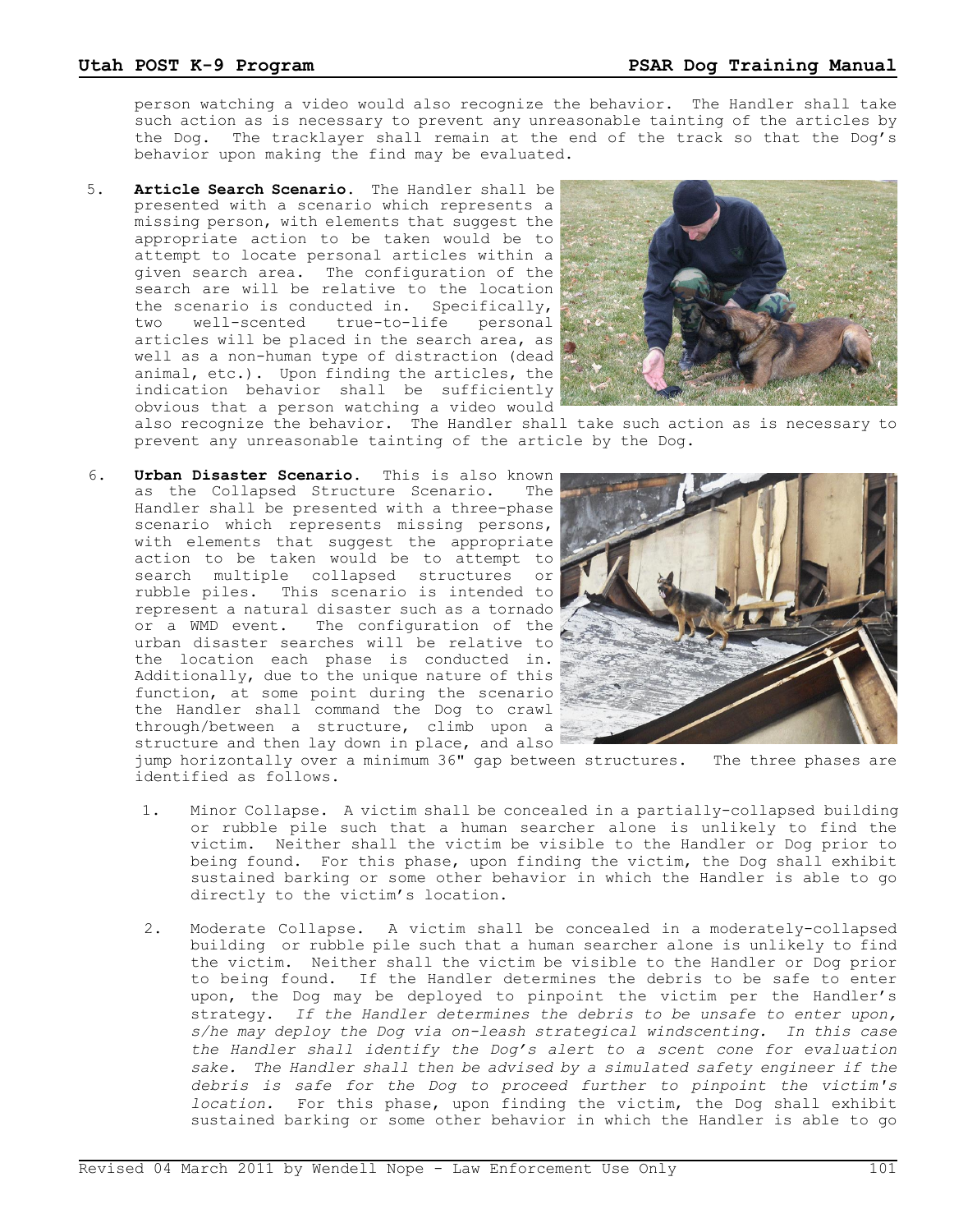person watching a video would also recognize the behavior. The Handler shall take such action as is necessary to prevent any unreasonable tainting of the articles by the Dog. The tracklayer shall remain at the end of the track so that the Dog's behavior upon making the find may be evaluated.

5. **Article Search Scenario.** The Handler shall be presented with a scenario which represents a missing person, with elements that suggest the appropriate action to be taken would be to attempt to locate personal articles within a given search area. The configuration of the search are will be relative to the location the scenario is conducted in. Specifically, two well-scented true-to-life personal articles will be placed in the search area, as well as a non-human type of distraction (dead animal, etc.). Upon finding the articles, the indication behavior shall be sufficiently obvious that a person watching a video would also recognize the behavior. The Handler shall take such action as is necessary to prevent any unreasonable tainting of the article by the Dog.

6. **Urban Disaster Scenario.** This is also known as the Collapsed Structure Scenario. The Handler shall be presented with a three-phase scenario which represents missing persons, with elements that suggest the appropriate action to be taken would be to attempt to search multiple collapsed structures or rubble piles. This scenario is intended to represent a natural disaster such as a tornado or a WMD event. The configuration of the urban disaster searches will be relative to the location each phase is conducted in. Additionally, due to the unique nature of this function, at some point during the scenario the Handler shall command the Dog to crawl through/between a structure, climb upon a structure and then lay down in place, and also jump horizontally over a minimum 36" gap between structures. The three phases are identified as follows.

   1. Minor Collapse. A victim shall be concealed in a partially-collapsed building or rubble pile such that a human searcher alone is unlikely to find the victim. Neither shall the victim be visible to the Handler or Dog prior to being found. For this phase, upon finding the victim, the Dog shall exhibit sustained barking or some other behavior in which the Handler is able to go directly to the victim's location.

   2. Moderate Collapse. A victim shall be concealed in a moderately-collapsed building or rubble pile such that a human searcher alone is unlikely to find the victim. Neither shall the victim be visible to the Handler or Dog prior to being found. If the Handler determines the debris to be safe to enter upon, the Dog may be deployed to pinpoint the victim per the Handler's strategy. *If the Handler determines the debris to be unsafe to enter upon, s/he may deploy the Dog via on-leash strategical windscenting. In this case the Handler shall identify the Dog's alert to a scent cone for evaluation sake. The Handler shall then be advised by a simulated safety engineer if the debris is safe for the Dog to proceed further to pinpoint the victim's location.* For this phase, upon finding the victim, the Dog shall exhibit sustained barking or some other behavior in which the Handler is able to go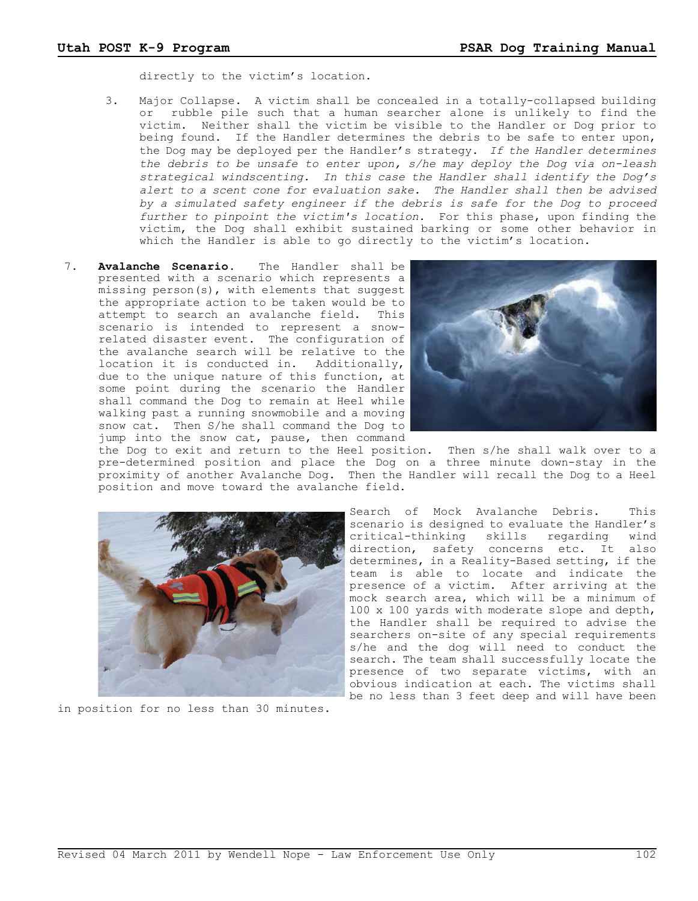directly to the victim's location.

3. Major Collapse. A victim shall be concealed in a totally-collapsed building or rubble pile such that a human searcher alone is unlikely to find the victim. Neither shall the victim be visible to the Handler or Dog prior to being found. If the Handler determines the debris to be safe to enter upon, the Dog may be deployed per the Handler's strategy. *If the Handler determines the debris to be unsafe to enter upon, s/he may deploy the Dog via on-leash strategical windscenting. In this case the Handler shall identify the Dog's alert to a scent cone for evaluation sake. The Handler shall then be advised by a simulated safety engineer if the debris is safe for the Dog to proceed further to pinpoint the victim's location.* For this phase, upon finding the victim, the Dog shall exhibit sustained barking or some other behavior in which the Handler is able to go directly to the victim's location.

7. **Avalanche Scenario.** The Handler shall be presented with a scenario which represents a missing person(s), with elements that suggest the appropriate action to be taken would be to attempt to search an avalanche field. This scenario is intended to represent a snow-related disaster event. The configuration of the avalanche search will be relative to the location it is conducted in. Additionally, due to the unique nature of this function, at some point during the scenario the Handler shall command the Dog to remain at Heel while walking past a running snowmobile and a moving snow cat. Then S/he shall command the Dog to jump into the snow cat, pause, then command the Dog to exit and return to the Heel position. Then s/he shall walk over to a pre-determined position and place the Dog on a three minute down-stay in the proximity of another Avalanche Dog. Then the Handler will recall the Dog to a Heel position and move toward the avalanche field.

Search of Mock Avalanche Debris. This scenario is designed to evaluate the Handler's critical-thinking skills regarding wind direction, safety concerns etc. It also determines, in a Reality-Based setting, if the team is able to locate and indicate the presence of a victim. After arriving at the mock search area, which will be a minimum of 100 x 100 yards with moderate slope and depth, the Handler shall be required to advise the searchers on-site of any special requirements s/he and the dog will need to conduct the search. The team shall successfully locate the presence of two separate victims, with an obvious indication at each. The victims shall be no less than 3 feet deep and will have been in position for no less than 30 minutes.